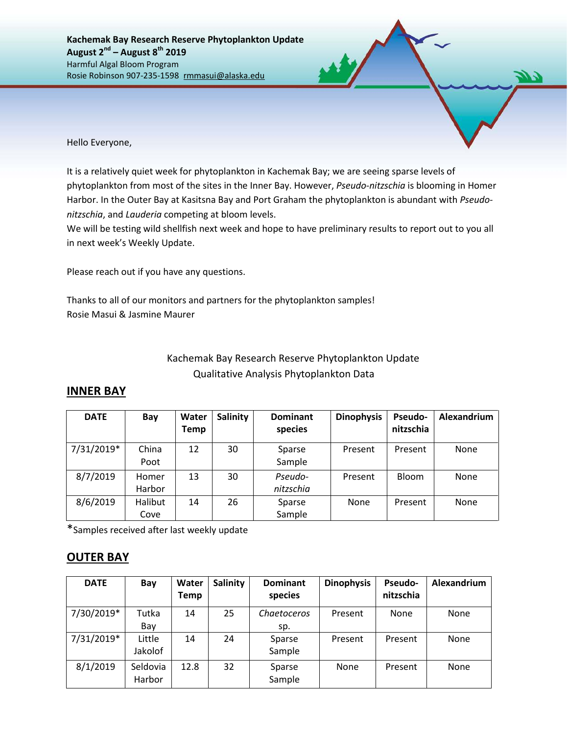**Kachemak Bay Research Reserve Phytoplankton Update**
**August 2nd – August 8th 2019**
Harmful Algal Bloom Program
Rosie Robinson 907-235-1598 rmmasui@alaska.edu

Hello Everyone,

It is a relatively quiet week for phytoplankton in Kachemak Bay; we are seeing sparse levels of phytoplankton from most of the sites in the Inner Bay. However, *Pseudo-nitzschia* is blooming in Homer Harbor. In the Outer Bay at Kasitsna Bay and Port Graham the phytoplankton is abundant with *Pseudo-nitzschia*, and *Lauderia* competing at bloom levels.
We will be testing wild shellfish next week and hope to have preliminary results to report out to you all in next week's Weekly Update.

Please reach out if you have any questions.

Thanks to all of our monitors and partners for the phytoplankton samples!
Rosie Masui & Jasmine Maurer

Kachemak Bay Research Reserve Phytoplankton Update
Qualitative Analysis Phytoplankton Data

## INNER BAY

| DATE | Bay | Water Temp | Salinity | Dominant species | Dinophysis | Pseudo-nitzschia | Alexandrium |
|---|---|---|---|---|---|---|---|
| 7/31/2019* | China Poot | 12 | 30 | Sparse Sample | Present | Present | None |
| 8/7/2019 | Homer Harbor | 13 | 30 | *Pseudo-nitzschia* | Present | Bloom | None |
| 8/6/2019 | Halibut Cove | 14 | 26 | Sparse Sample | None | Present | None |

*Samples received after last weekly update

## OUTER BAY

| DATE | Bay | Water Temp | Salinity | Dominant species | Dinophysis | Pseudo-nitzschia | Alexandrium |
|---|---|---|---|---|---|---|---|
| 7/30/2019* | Tutka Bay | 14 | 25 | *Chaetoceros* sp. | Present | None | None |
| 7/31/2019* | Little Jakolof | 14 | 24 | Sparse Sample | Present | Present | None |
| 8/1/2019 | Seldovia Harbor | 12.8 | 32 | Sparse Sample | None | Present | None |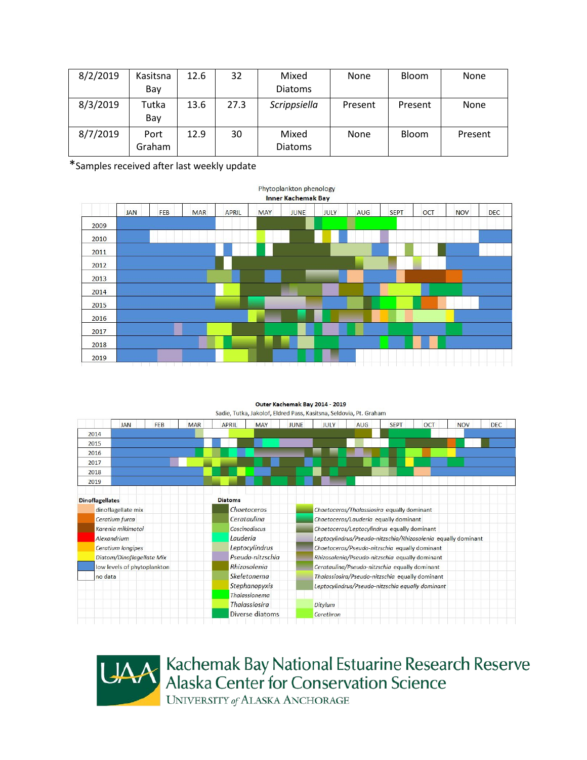| | | | | | | | |
|---|---|---|---|---|---|---|---|
| 8/2/2019 | Kasitsna Bay | 12.6 | 32 | Mixed Diatoms | None | Bloom | None |
| 8/3/2019 | Tutka Bay | 13.6 | 27.3 | *Scrippsiella* | Present | Present | None |
| 8/7/2019 | Port Graham | 12.9 | 30 | Mixed Diatoms | None | Bloom | Present |

*Samples received after last weekly update

Phytoplankton phenology

**Inner Kachemak Bay**

JAN FEB MAR APRIL MAY JUNE JULY AUG SEPT OCT NOV DEC

2009
2010
2011
2012
2013
2014
2015
2016
2017
2018
2019

**Outer Kachemak Bay 2014 - 2019**

Sadie, Tutka, Jakolof, Eldred Pass, Kasitsna, Seldovia, Pt. Graham

JAN FEB MAR APRIL MAY JUNE JULY AUG SEPT OCT NOV DEC

2014
2015
2016
2017
2018
2019

**Dinoflagellates**

dinoflagellate mix
*Ceratium furca*
*Karenia mikimotoi*
*Alexandrium*
*Ceratium longipes*
*Diatom/Dinoflagellate Mix*
low levels of phytoplankton
no data

**Diatoms**

*Chaetoceros*
*Cerataulina*
*Coscinodiscus*
*Lauderia*
*Leptocylindrus*
*Pseudo-nitzschia*
*Rhizosolenia*
*Skeletonema*
*Stephanopyxis*
*Thalassionema*
*Thalassiosira*
Diverse diatoms

*Chaetoceros/Thalassiosira* equally dominant
*Chaetoceros/Lauderia* equally dominant
*Chaetoceros/Leptocylindrus* equally dominant
*Leptocylindrus/Pseudo-nitzschia/Rhizosolenia* equally dominant
*Chaetoceros/Pseudo-nitzschia* equally dominant
*Rhizosolenia/Pseudo-nitzschia* equally dominant
*Cerataulina/Pseudo-nitzschia* equally dominant
*Thalassiosira/Pseudo-nitzschia* equally dominant
*Leptocylindrus/Pseudo-nitzschia equally dominant*
*Ditylum*
*Corethron*

Kachemak Bay National Estuarine Research Reserve
Alaska Center for Conservation Science
UNIVERSITY of ALASKA ANCHORAGE